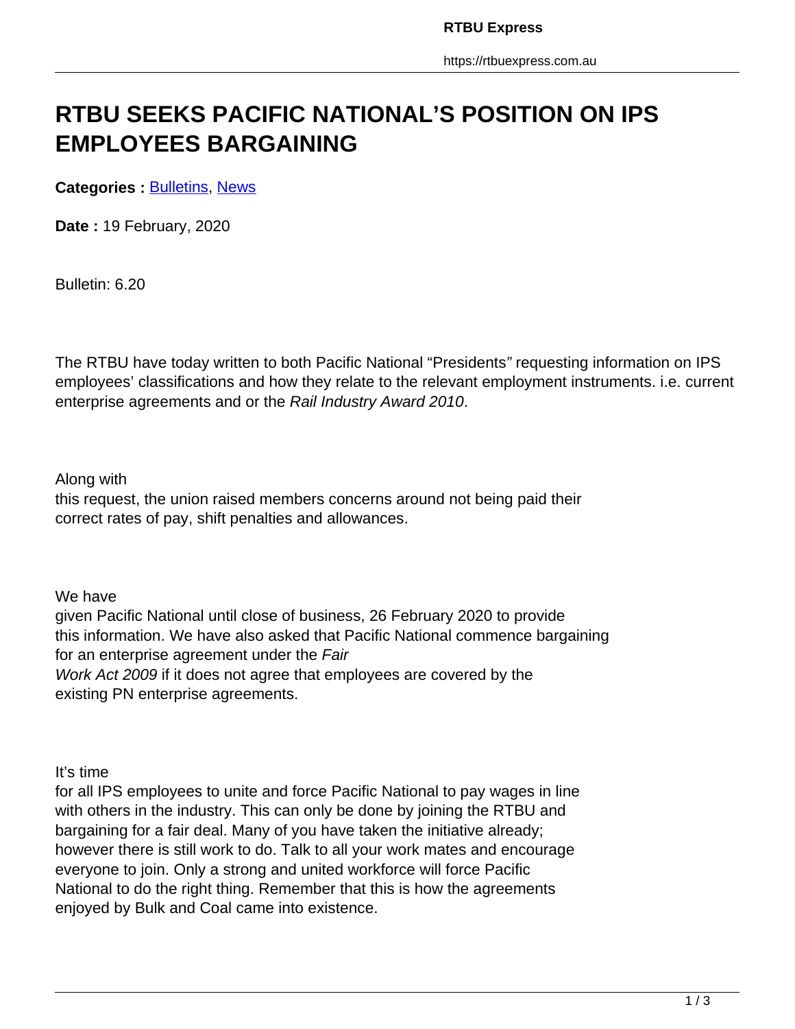# RTBU SEEKS PACIFIC NATIONAL'S POSITION ON IPS EMPLOYEES BARGAINING

**Categories :** [Bulletins](), [News]()

**Date :** 19 February, 2020

Bulletin: 6.20

The RTBU have today written to both Pacific National "Presidents" requesting information on IPS employees' classifications and how they relate to the relevant employment instruments. i.e. current enterprise agreements and or the *Rail Industry Award 2010*.

Along with this request, the union raised members concerns around not being paid their correct rates of pay, shift penalties and allowances.

We have given Pacific National until close of business, 26 February 2020 to provide this information. We have also asked that Pacific National commence bargaining for an enterprise agreement under the *Fair Work Act 2009* if it does not agree that employees are covered by the existing PN enterprise agreements.

It's time for all IPS employees to unite and force Pacific National to pay wages in line with others in the industry. This can only be done by joining the RTBU and bargaining for a fair deal. Many of you have taken the initiative already; however there is still work to do. Talk to all your work mates and encourage everyone to join. Only a strong and united workforce will force Pacific National to do the right thing. Remember that this is how the agreements enjoyed by Bulk and Coal came into existence.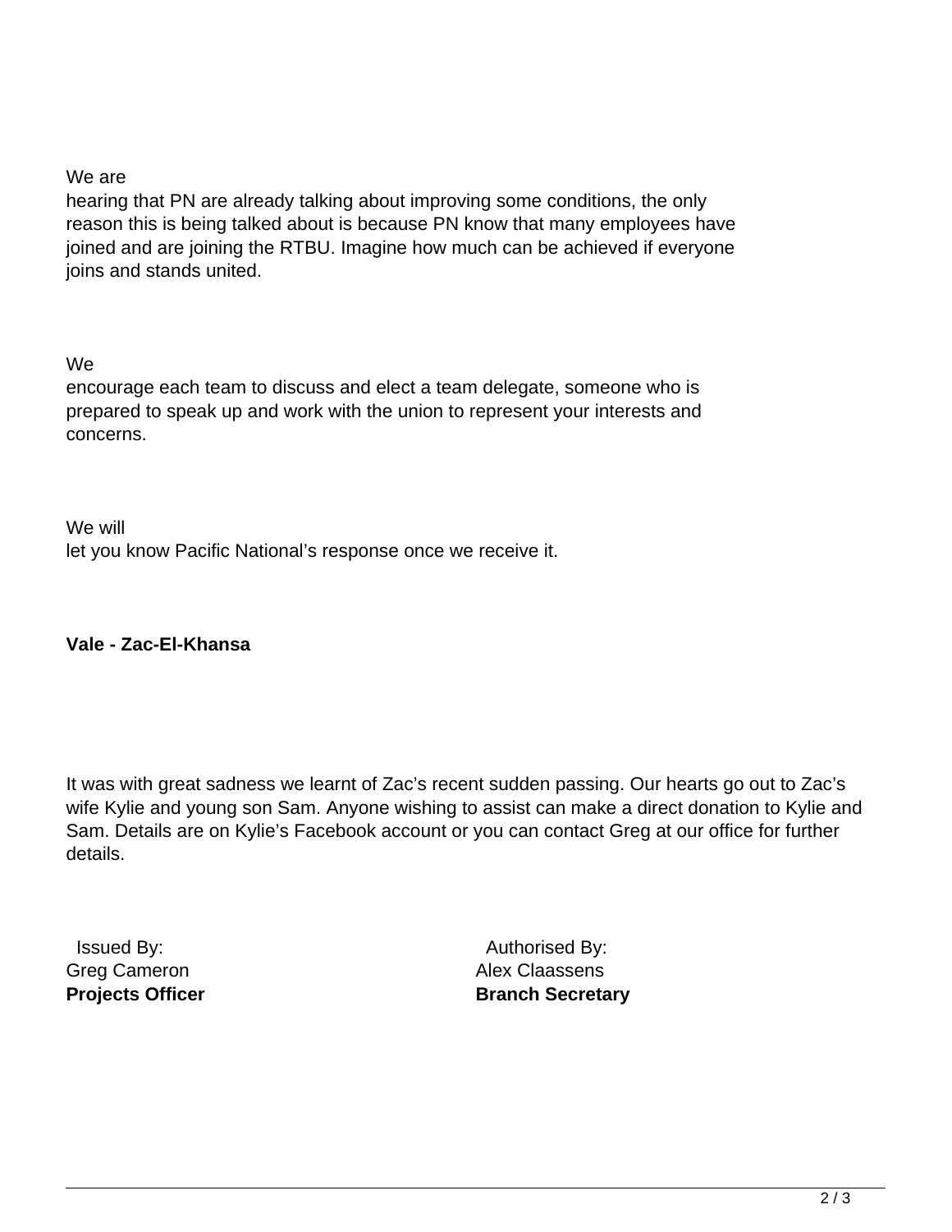We are hearing that PN are already talking about improving some conditions, the only reason this is being talked about is because PN know that many employees have joined and are joining the RTBU. Imagine how much can be achieved if everyone joins and stands united.

We encourage each team to discuss and elect a team delegate, someone who is prepared to speak up and work with the union to represent your interests and concerns.

We will let you know Pacific National's response once we receive it.

**Vale - Zac-El-Khansa**

It was with great sadness we learnt of Zac's recent sudden passing. Our hearts go out to Zac's wife Kylie and young son Sam. Anyone wishing to assist can make a direct donation to Kylie and Sam. Details are on Kylie's Facebook account or you can contact Greg at our office for further details.

| Issued By: | Authorised By: |
|---|---|
| Greg Cameron | Alex Claassens |
| **Projects Officer** | **Branch Secretary** |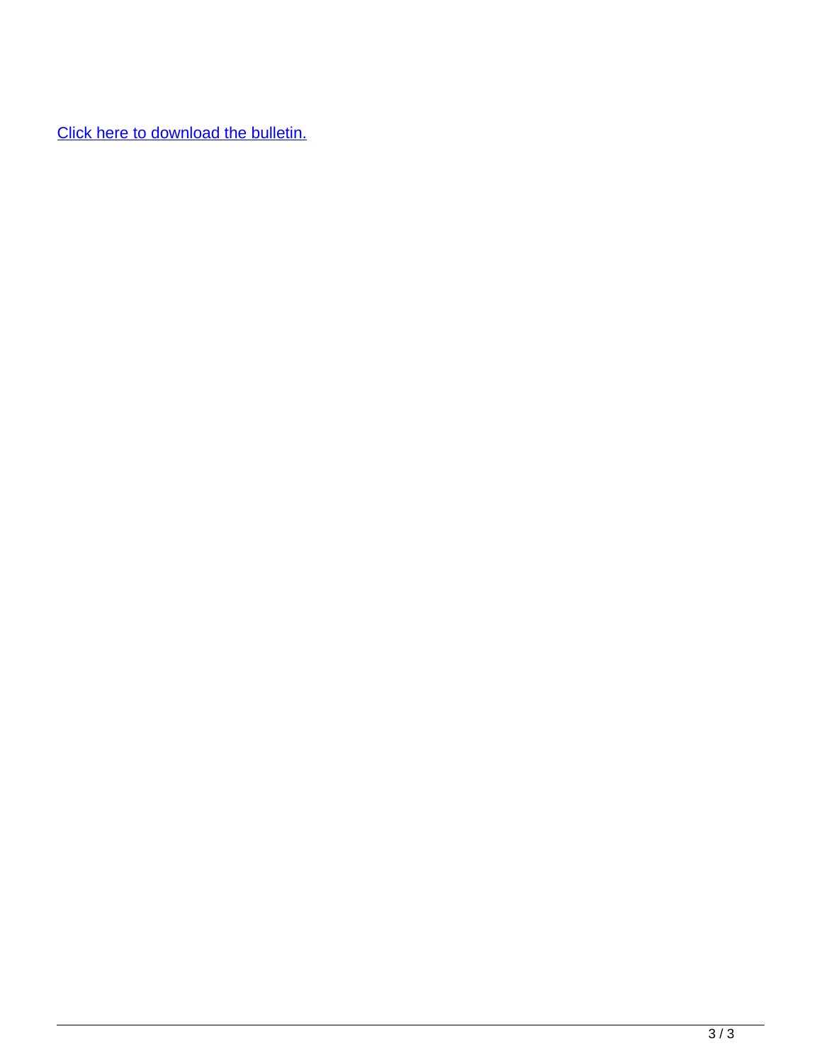[Click here to download the bulletin.]